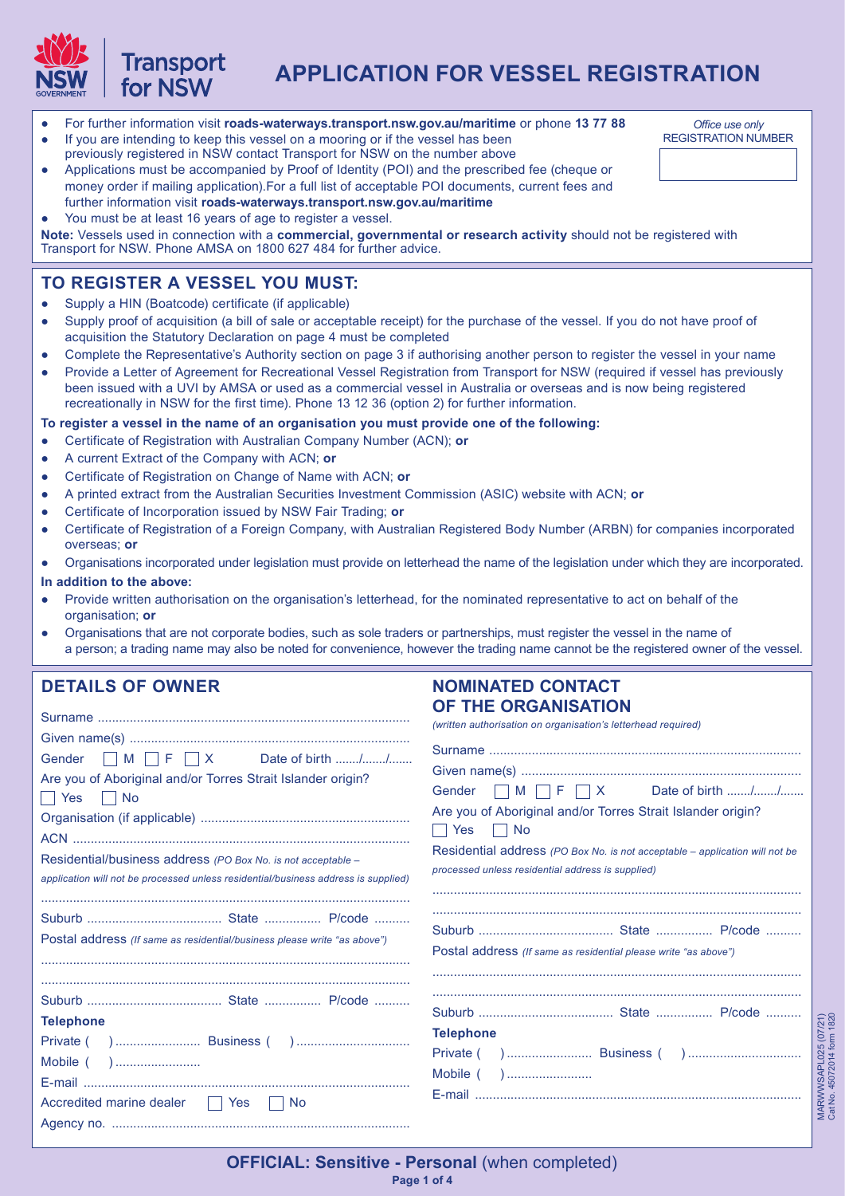# APPLICATION FOR VESSEL REGISTRATION

- For further information visit **roads-waterways.transport.nsw.gov.au/maritime** or phone **13 77 88**
- If you are intending to keep this vessel on a mooring or if the vessel has been previously registered in NSW contact Transport for NSW on the number above
- Applications must be accompanied by Proof of Identity (POI) and the prescribed fee (cheque or money order if mailing application).For a full list of acceptable POI documents, current fees and further information visit **roads-waterways.transport.nsw.gov.au/maritime**
- You must be at least 16 years of age to register a vessel.

*Office use only*
REGISTRATION NUMBER

**Note:** Vessels used in connection with a **commercial, governmental or research activity** should not be registered with Transport for NSW. Phone AMSA on 1800 627 484 for further advice.

## TO REGISTER A VESSEL YOU MUST:

- Supply a HIN (Boatcode) certificate (if applicable)
- Supply proof of acquisition (a bill of sale or acceptable receipt) for the purchase of the vessel. If you do not have proof of acquisition the Statutory Declaration on page 4 must be completed
- Complete the Representative's Authority section on page 3 if authorising another person to register the vessel in your name
- Provide a Letter of Agreement for Recreational Vessel Registration from Transport for NSW (required if vessel has previously been issued with a UVI by AMSA or used as a commercial vessel in Australia or overseas and is now being registered recreationally in NSW for the first time). Phone 13 12 36 (option 2) for further information.

**To register a vessel in the name of an organisation you must provide one of the following:**

- Certificate of Registration with Australian Company Number (ACN); **or**
- A current Extract of the Company with ACN; **or**
- Certificate of Registration on Change of Name with ACN; **or**
- A printed extract from the Australian Securities Investment Commission (ASIC) website with ACN; **or**
- Certificate of Incorporation issued by NSW Fair Trading; **or**
- Certificate of Registration of a Foreign Company, with Australian Registered Body Number (ARBN) for companies incorporated overseas; **or**
- Organisations incorporated under legislation must provide on letterhead the name of the legislation under which they are incorporated.

**In addition to the above:**

- Provide written authorisation on the organisation's letterhead, for the nominated representative to act on behalf of the organisation; **or**
- Organisations that are not corporate bodies, such as sole traders or partnerships, must register the vessel in the name of a person; a trading name may also be noted for convenience, however the trading name cannot be the registered owner of the vessel.

## DETAILS OF OWNER

Surname ..........................................................................................

Given name(s) ..................................................................................

Gender ☐ M ☐ F ☐ X Date of birth ......./......./.......

Are you of Aboriginal and/or Torres Strait Islander origin?

☐ Yes ☐ No

Organisation (if applicable) ..........................................................

ACN ................................................................................................

Residential/business address *(PO Box No. is not acceptable – application will not be processed unless residential/business address is supplied)*

.........................................................................................................

Suburb ...................................... State ................ P/code ..........

Postal address *(If same as residential/business please write "as above")*

.........................................................................................................

.........................................................................................................

Suburb ...................................... State ................ P/code ..........

**Telephone**

Private ( ) ........................ Business ( ) ................................

Mobile ( ) ........................

E-mail ..............................................................................................

Accredited marine dealer ☐ Yes ☐ No

Agency no. ......................................................................................

## NOMINATED CONTACT OF THE ORGANISATION

*(written authorisation on organisation's letterhead required)*

Surname ..........................................................................................

Given name(s) ..................................................................................

Gender ☐ M ☐ F ☐ X Date of birth ......./......./.......

Are you of Aboriginal and/or Torres Strait Islander origin?

☐ Yes ☐ No

Residential address *(PO Box No. is not acceptable – application will not be processed unless residential address is supplied)*

.........................................................................................................

.........................................................................................................

Suburb ...................................... State ................ P/code ..........

Postal address *(If same as residential please write "as above")*

.........................................................................................................

.........................................................................................................

Suburb ...................................... State ................ P/code ..........

**Telephone**

Private ( ) ........................ Business ( ) ................................

Mobile ( ) ........................

E-mail ..............................................................................................

MARWWSAPL025 (07/21)
Cat No. 45072014 form 1820

**OFFICIAL: Sensitive - Personal** (when completed)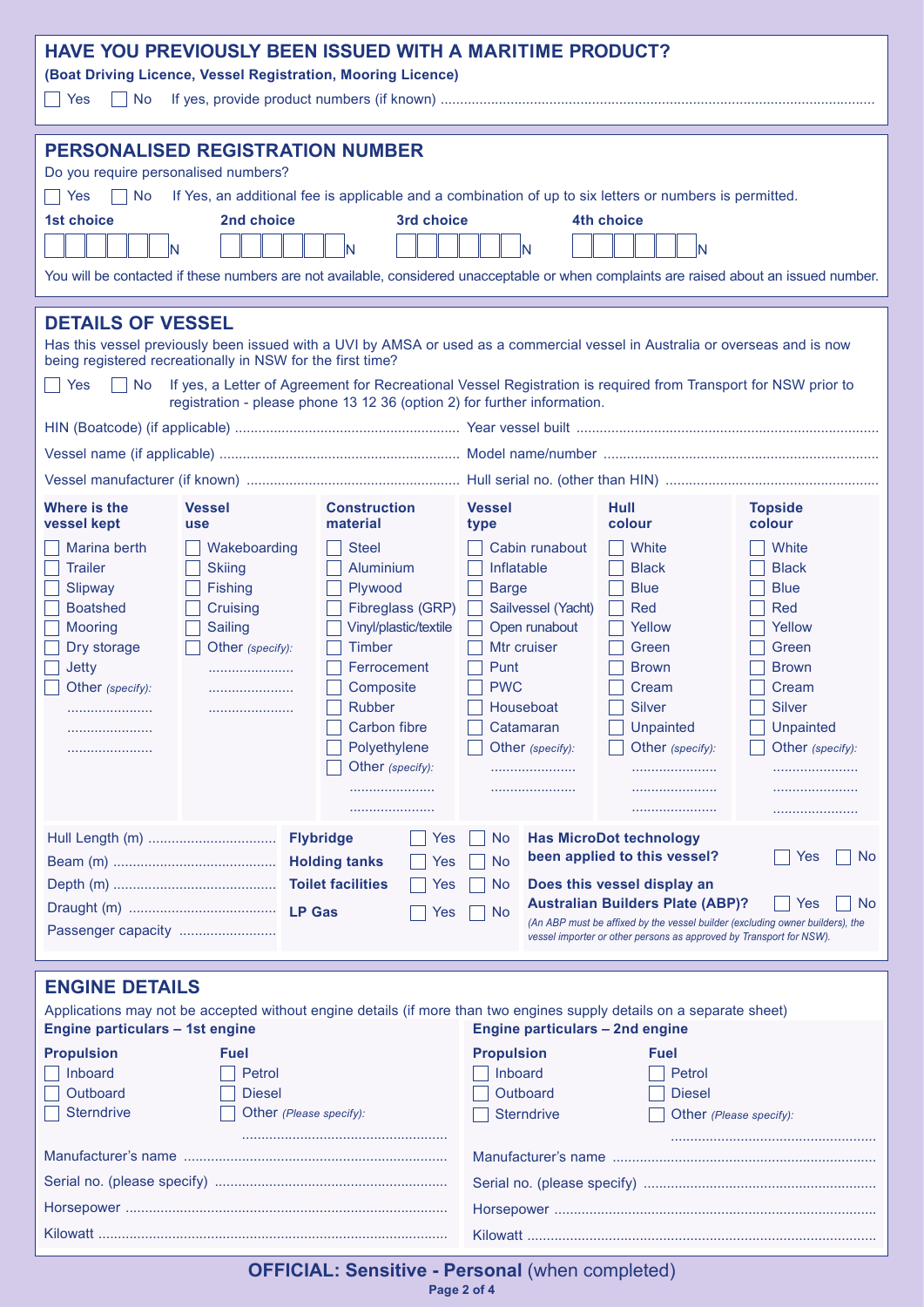## HAVE YOU PREVIOUSLY BEEN ISSUED WITH A MARITIME PRODUCT?

**(Boat Driving Licence, Vessel Registration, Mooring Licence)**

☐ Yes ☐ No If yes, provide product numbers (if known) ..............................................................................................................

## PERSONALISED REGISTRATION NUMBER

Do you require personalised numbers?

☐ Yes ☐ No If Yes, an additional fee is applicable and a combination of up to six letters or numbers is permitted.

| 1st choice | 2nd choice | 3rd choice | 4th choice |
|---|---|---|---|
| ☐☐☐☐☐☐N | ☐☐☐☐☐☐N | ☐☐☐☐☐☐N | ☐☐☐☐☐☐N |

You will be contacted if these numbers are not available, considered unacceptable or when complaints are raised about an issued number.

## DETAILS OF VESSEL

Has this vessel previously been issued with a UVI by AMSA or used as a commercial vessel in Australia or overseas and is now being registered recreationally in NSW for the first time?

☐ Yes ☐ No If yes, a Letter of Agreement for Recreational Vessel Registration is required from Transport for NSW prior to registration - please phone 13 12 36 (option 2) for further information.

HIN (Boatcode) (if applicable) ......................................................... Year vessel built ............................................................................

Vessel name (if applicable) ............................................................. Model name/number .....................................................................

Vessel manufacturer (if known) ...................................................... Hull serial no. (other than HIN) ......................................................

| Where is the vessel kept | Vessel use | Construction material | Vessel type | Hull colour | Topside colour |
|---|---|---|---|---|---|
| ☐ Marina berth | ☐ Wakeboarding | ☐ Steel | ☐ Cabin runabout | ☐ White | ☐ White |
| ☐ Trailer | ☐ Skiing | ☐ Aluminium | ☐ Inflatable | ☐ Black | ☐ Black |
| ☐ Slipway | ☐ Fishing | ☐ Plywood | ☐ Barge | ☐ Blue | ☐ Blue |
| ☐ Boatshed | ☐ Cruising | ☐ Fibreglass (GRP) | ☐ Sailvessel (Yacht) | ☐ Red | ☐ Red |
| ☐ Mooring | ☐ Sailing | ☐ Vinyl/plastic/textile | ☐ Open runabout | ☐ Yellow | ☐ Yellow |
| ☐ Dry storage | ☐ Other *(specify)*: | ☐ Timber | ☐ Mtr cruiser | ☐ Green | ☐ Green |
| ☐ Jetty | ...................... | ☐ Ferrocement | ☐ Punt | ☐ Brown | ☐ Brown |
| ☐ Other *(specify)*: | ...................... | ☐ Composite | ☐ PWC | ☐ Cream | ☐ Cream |
| ...................... | ...................... | ☐ Rubber | ☐ Houseboat | ☐ Silver | ☐ Silver |
| ...................... | | ☐ Carbon fibre | ☐ Catamaran | ☐ Unpainted | ☐ Unpainted |
| ...................... | | ☐ Polyethylene | ☐ Other *(specify)*: | ☐ Other *(specify)*: | ☐ Other *(specify)*: |
| | | ☐ Other *(specify)*: | ...................... | ...................... | ...................... |
| | | ...................... | ...................... | ...................... | ...................... |
| | | ...................... | | ...................... | ...................... |

Hull Length (m) ................................
Beam (m) .........................................
Depth (m) .........................................
Draught (m) .....................................
Passenger capacity .........................

**Flybridge** ☐ Yes ☐ No
**Holding tanks** ☐ Yes ☐ No
**Toilet facilities** ☐ Yes ☐ No
**LP Gas** ☐ Yes ☐ No

**Has MicroDot technology been applied to this vessel?** ☐ Yes ☐ No

**Does this vessel display an Australian Builders Plate (ABP)?** ☐ Yes ☐ No

*(An ABP must be affixed by the vessel builder (excluding owner builders), the vessel importer or other persons as approved by Transport for NSW).*

## ENGINE DETAILS

Applications may not be accepted without engine details (if more than two engines supply details on a separate sheet)

**Engine particulars – 1st engine**

**Propulsion**
☐ Inboard
☐ Outboard
☐ Sterndrive

**Fuel**
☐ Petrol
☐ Diesel
☐ Other *(Please specify)*:
....................................................

Manufacturer's name ...................................................................
Serial no. (please specify) ...........................................................
Horsepower ..................................................................................
Kilowatt .........................................................................................

**Engine particulars – 2nd engine**

**Propulsion**
☐ Inboard
☐ Outboard
☐ Sterndrive

**Fuel**
☐ Petrol
☐ Diesel
☐ Other *(Please specify)*:
....................................................

Manufacturer's name ...................................................................
Serial no. (please specify) ...........................................................
Horsepower ..................................................................................
Kilowatt .........................................................................................

**OFFICIAL: Sensitive - Personal** (when completed)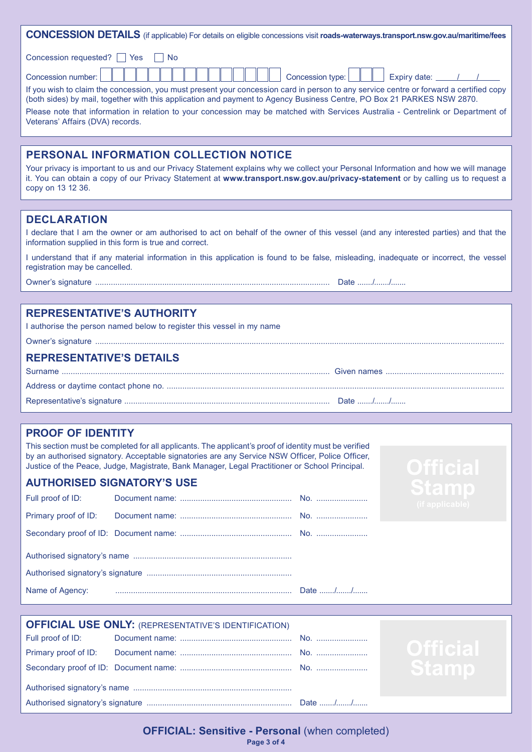## CONCESSION DETAILS (if applicable) For details on eligible concessions visit **roads-waterways.transport.nsw.gov.au/maritime/fees**

Concession requested? ☐ Yes ☐ No

Concession number: ☐☐☐☐☐☐☐☐☐☐☐☐☐☐☐ Concession type: ☐☐☐ Expiry date: ____/____/____

If you wish to claim the concession, you must present your concession card in person to any service centre or forward a certified copy (both sides) by mail, together with this application and payment to Agency Business Centre, PO Box 21 PARKES NSW 2870.

Please note that information in relation to your concession may be matched with Services Australia - Centrelink or Department of Veterans' Affairs (DVA) records.

## PERSONAL INFORMATION COLLECTION NOTICE

Your privacy is important to us and our Privacy Statement explains why we collect your Personal Information and how we will manage it. You can obtain a copy of our Privacy Statement at **www.transport.nsw.gov.au/privacy-statement** or by calling us to request a copy on 13 12 36.

## DECLARATION

I declare that I am the owner or am authorised to act on behalf of the owner of this vessel (and any interested parties) and that the information supplied in this form is true and correct.

I understand that if any material information in this application is found to be false, misleading, inadequate or incorrect, the vessel registration may be cancelled.

Owner's signature .......................................................... Date ......./......./.......

## REPRESENTATIVE'S AUTHORITY

I authorise the person named below to register this vessel in my name

Owner's signature ..........................................................

## REPRESENTATIVE'S DETAILS

Surname .......................................................... Given names ..........................................................

Address or daytime contact phone no. ..........................................................

Representative's signature .......................................................... Date ......./......./.......

## PROOF OF IDENTITY

This section must be completed for all applicants. The applicant's proof of identity must be verified by an authorised signatory. Acceptable signatories are any Service NSW Officer, Police Officer, Justice of the Peace, Judge, Magistrate, Bank Manager, Legal Practitioner or School Principal.

### AUTHORISED SIGNATORY'S USE

Full proof of ID: Document name: .......................................... No. ....................

Primary proof of ID: Document name: .......................................... No. ....................

Secondary proof of ID: Document name: .......................................... No. ....................

Authorised signatory's name ..........................................................

Authorised signatory's signature ..........................................................

Name of Agency: .......................................................... Date ......./......./.......

Official Stamp (if applicable)

## OFFICIAL USE ONLY: (REPRESENTATIVE'S IDENTIFICATION)

Full proof of ID: Document name: .......................................... No. ....................

Primary proof of ID: Document name: .......................................... No. ....................

Secondary proof of ID: Document name: .......................................... No. ....................

Authorised signatory's name ..........................................................

Authorised signatory's signature .......................................................... Date ......./......./.......

Official Stamp

**OFFICIAL: Sensitive - Personal** (when completed)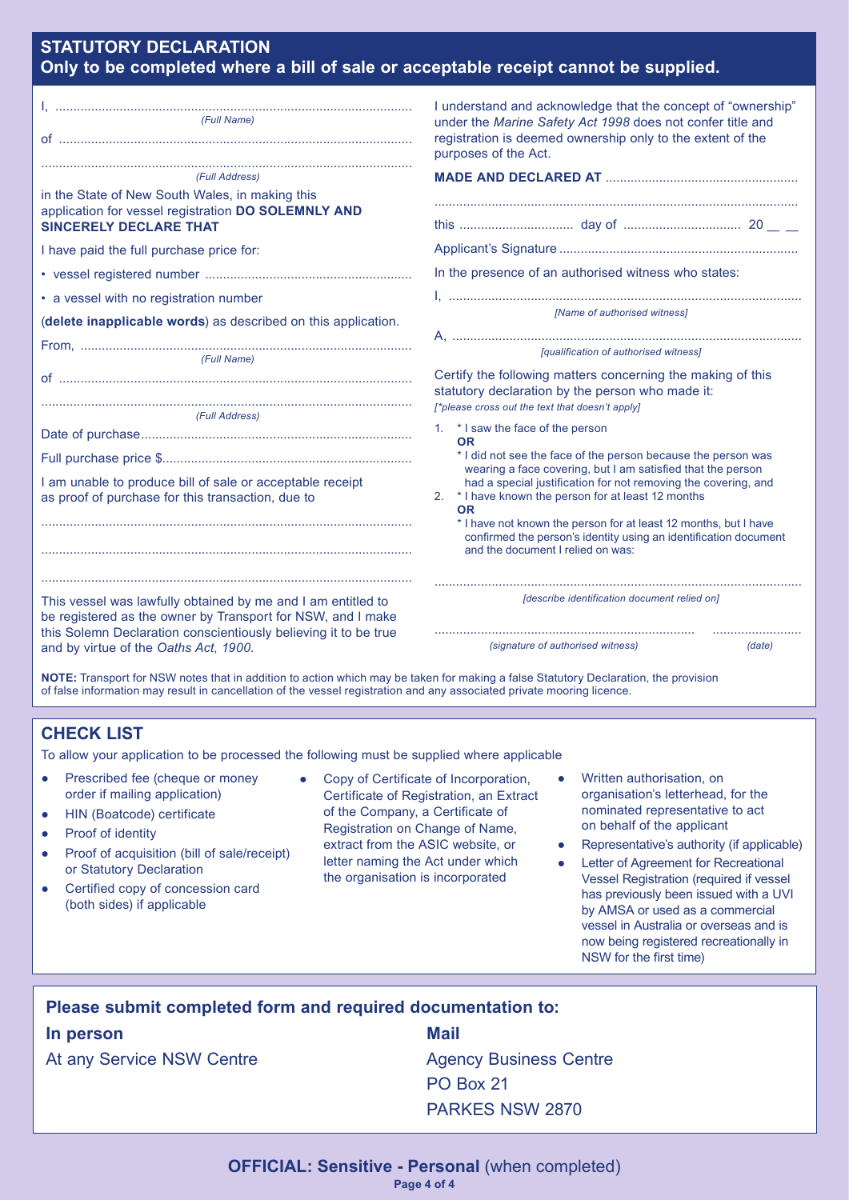## STATUTORY DECLARATION
## Only to be completed where a bill of sale or acceptable receipt cannot be supplied.

I, ..................................................................................................
*(Full Name)*

of ..................................................................................................

..................................................................................................
*(Full Address)*

in the State of New South Wales, in making this application for vessel registration **DO SOLEMNLY AND SINCERELY DECLARE THAT**

I have paid the full purchase price for:

- vessel registered number ..........................................................
- a vessel with no registration number

(**delete inapplicable words**) as described on this application.

From, ..................................................................................................
*(Full Name)*

of ..................................................................................................

..................................................................................................
*(Full Address)*

Date of purchase..........................................................................

Full purchase price $....................................................................

I am unable to produce bill of sale or acceptable receipt as proof of purchase for this transaction, due to

..................................................................................................

..................................................................................................

..................................................................................................

This vessel was lawfully obtained by me and I am entitled to be registered as the owner by Transport for NSW, and I make this Solemn Declaration conscientiously believing it to be true and by virtue of the *Oaths Act, 1900.*

I understand and acknowledge that the concept of "ownership" under the *Marine Safety Act 1998* does not confer title and registration is deemed ownership only to the extent of the purposes of the Act.

**MADE AND DECLARED AT** .....................................................

..................................................................................................

this ................................ day of ................................ 20 __ __

Applicant's Signature ..................................................................

In the presence of an authorised witness who states:

I, ..................................................................................................
*[Name of authorised witness]*

A, ..................................................................................................
*[qualification of authorised witness]*

Certify the following matters concerning the making of this statutory declaration by the person who made it:
*[*please cross out the text that doesn't apply]*

1. * I saw the face of the person
   **OR**
   * I did not see the face of the person because the person was wearing a face covering, but I am satisfied that the person had a special justification for not removing the covering, and
2. * I have known the person for at least 12 months
   **OR**
   * I have not known the person for at least 12 months, but I have confirmed the person's identity using an identification document and the document I relied on was:

..................................................................................................
*[describe identification document relied on]*

....................................................................... ........................
*(signature of authorised witness)* *(date)*

**NOTE:** Transport for NSW notes that in addition to action which may be taken for making a false Statutory Declaration, the provision of false information may result in cancellation of the vessel registration and any associated private mooring licence.

## CHECK LIST

To allow your application to be processed the following must be supplied where applicable

- Prescribed fee (cheque or money order if mailing application)
- HIN (Boatcode) certificate
- Proof of identity
- Proof of acquisition (bill of sale/receipt) or Statutory Declaration
- Certified copy of concession card (both sides) if applicable
- Copy of Certificate of Incorporation, Certificate of Registration, an Extract of the Company, a Certificate of Registration on Change of Name, extract from the ASIC website, or letter naming the Act under which the organisation is incorporated
- Written authorisation, on organisation's letterhead, for the nominated representative to act on behalf of the applicant
- Representative's authority (if applicable)
- Letter of Agreement for Recreational Vessel Registration (required if vessel has previously been issued with a UVI by AMSA or used as a commercial vessel in Australia or overseas and is now being registered recreationally in NSW for the first time)

### Please submit completed form and required documentation to:

**In person**

At any Service NSW Centre

**Mail**

Agency Business Centre
PO Box 21
PARKES NSW 2870

**OFFICIAL: Sensitive - Personal** (when completed)